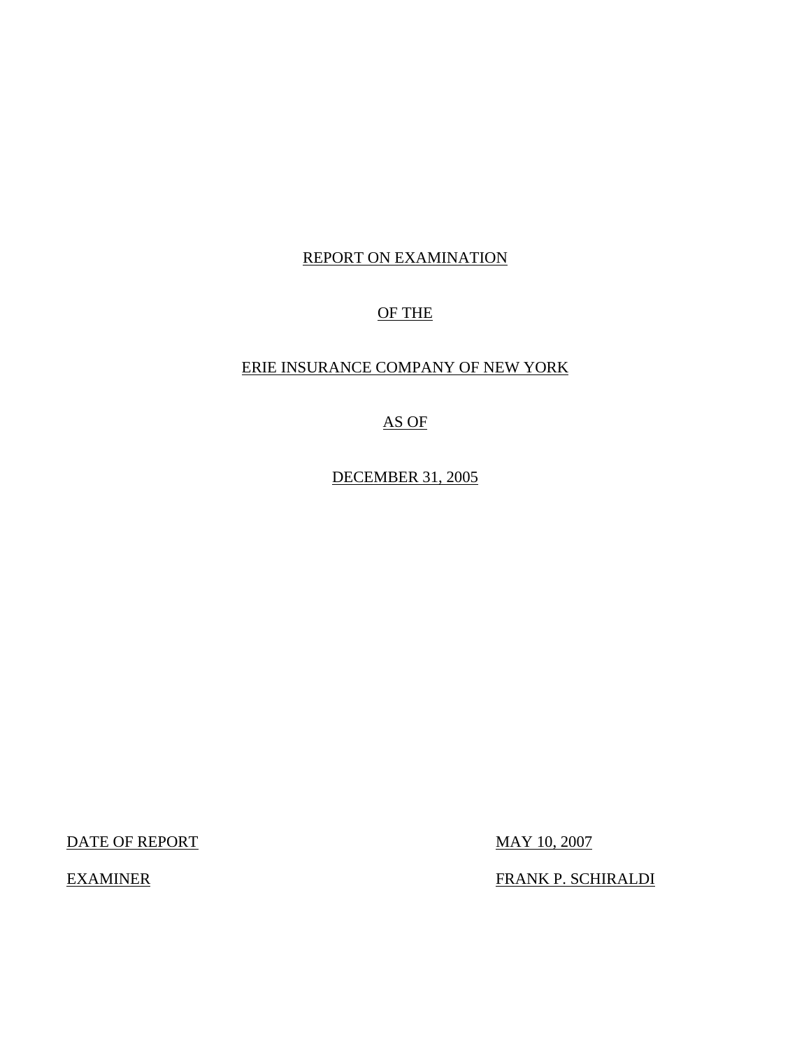REPORT ON EXAMINATION

OF THE

ERIE INSURANCE COMPANY OF NEW YORK

AS OF

DECEMBER 31, 2005

| | |
|---|---|
| DATE OF REPORT | MAY 10, 2007 |
| EXAMINER | FRANK P. SCHIRALDI |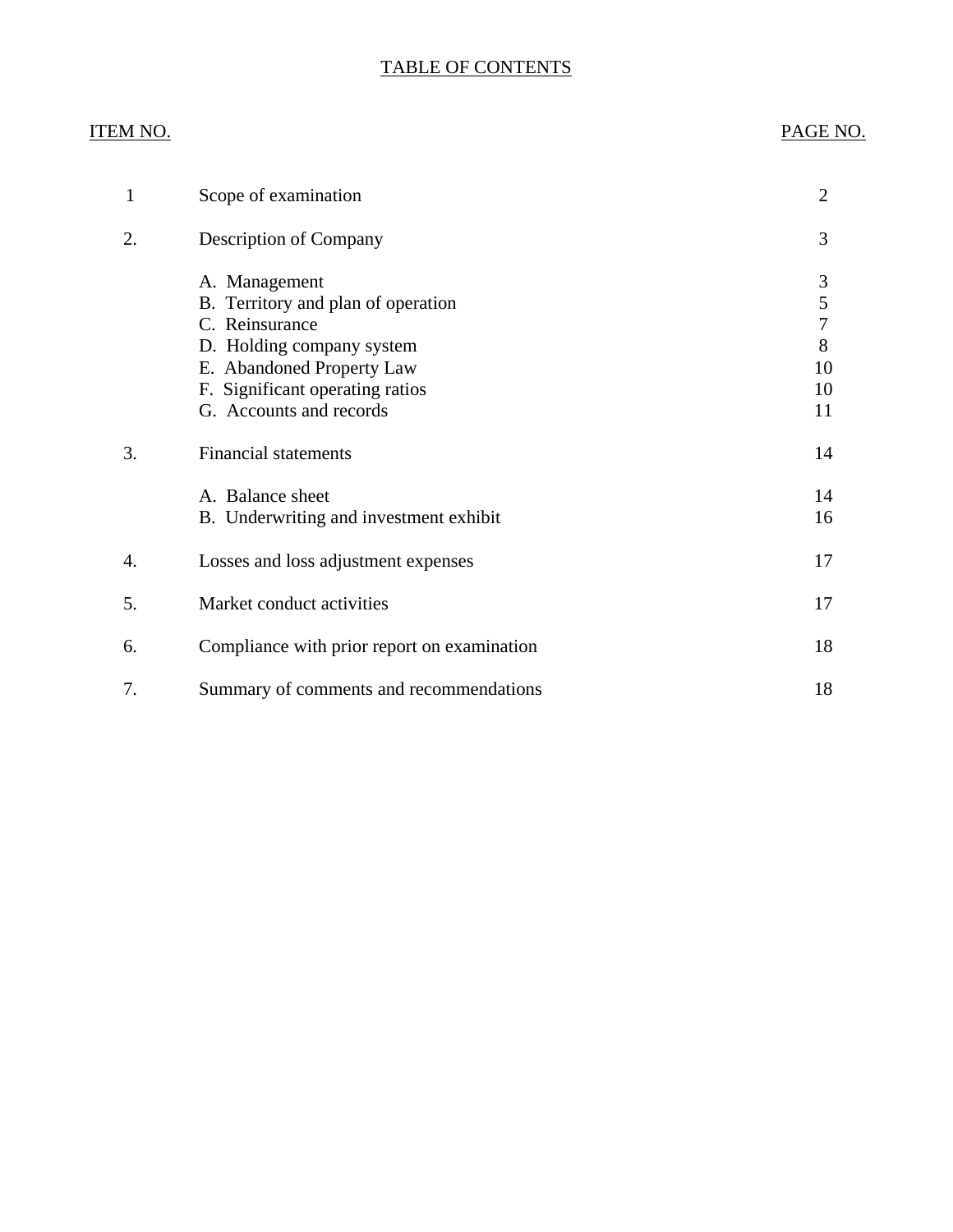# TABLE OF CONTENTS

| ITEM NO. | | PAGE NO. |
|---|---|---|
| 1 | Scope of examination | 2 |
| 2. | Description of Company | 3 |
| | A. Management | 3 |
| | B. Territory and plan of operation | 5 |
| | C. Reinsurance | 7 |
| | D. Holding company system | 8 |
| | E. Abandoned Property Law | 10 |
| | F. Significant operating ratios | 10 |
| | G. Accounts and records | 11 |
| 3. | Financial statements | 14 |
| | A. Balance sheet | 14 |
| | B. Underwriting and investment exhibit | 16 |
| 4. | Losses and loss adjustment expenses | 17 |
| 5. | Market conduct activities | 17 |
| 6. | Compliance with prior report on examination | 18 |
| 7. | Summary of comments and recommendations | 18 |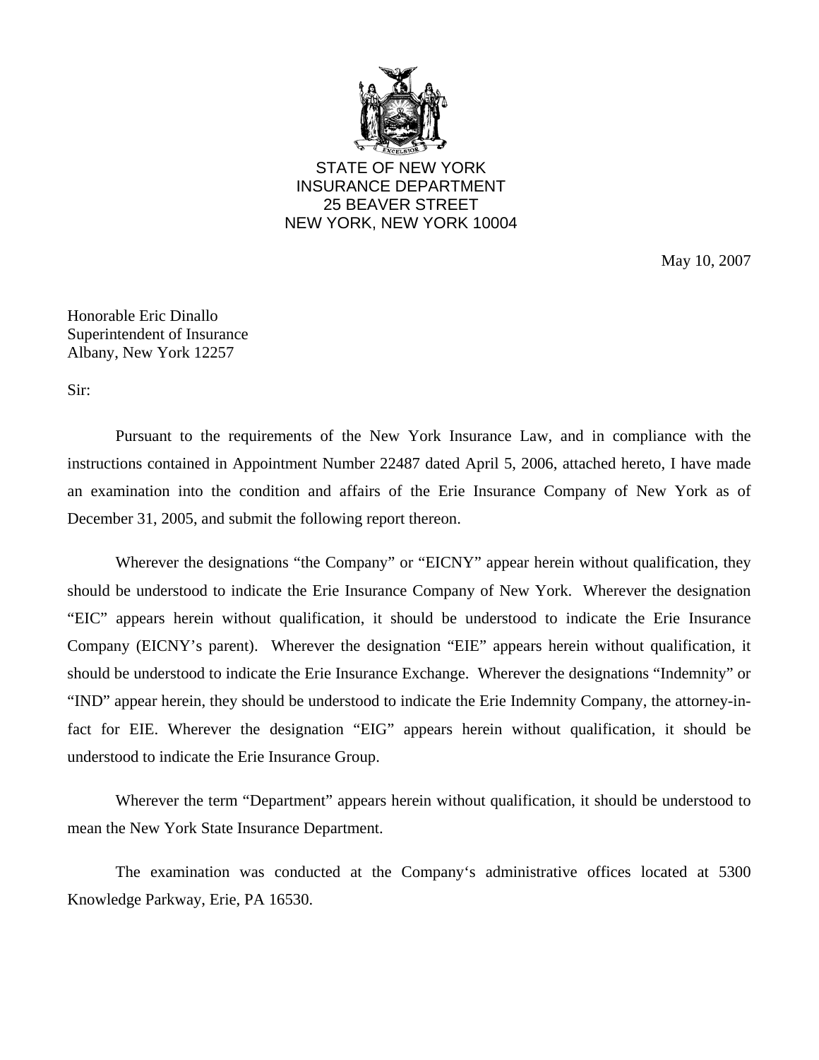STATE OF NEW YORK
INSURANCE DEPARTMENT
25 BEAVER STREET
NEW YORK, NEW YORK 10004

May 10, 2007

Honorable Eric Dinallo
Superintendent of Insurance
Albany, New York 12257

Sir:

Pursuant to the requirements of the New York Insurance Law, and in compliance with the instructions contained in Appointment Number 22487 dated April 5, 2006, attached hereto, I have made an examination into the condition and affairs of the Erie Insurance Company of New York as of December 31, 2005, and submit the following report thereon.

Wherever the designations "the Company" or "EICNY" appear herein without qualification, they should be understood to indicate the Erie Insurance Company of New York. Wherever the designation "EIC" appears herein without qualification, it should be understood to indicate the Erie Insurance Company (EICNY's parent). Wherever the designation "EIE" appears herein without qualification, it should be understood to indicate the Erie Insurance Exchange. Wherever the designations "Indemnity" or "IND" appear herein, they should be understood to indicate the Erie Indemnity Company, the attorney-in-fact for EIE. Wherever the designation "EIG" appears herein without qualification, it should be understood to indicate the Erie Insurance Group.

Wherever the term "Department" appears herein without qualification, it should be understood to mean the New York State Insurance Department.

The examination was conducted at the Company's administrative offices located at 5300 Knowledge Parkway, Erie, PA 16530.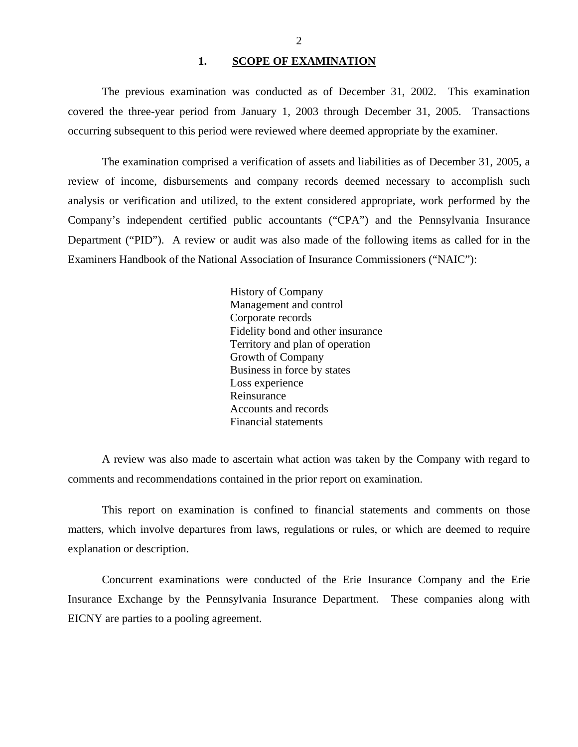## 1. SCOPE OF EXAMINATION

The previous examination was conducted as of December 31, 2002. This examination covered the three-year period from January 1, 2003 through December 31, 2005. Transactions occurring subsequent to this period were reviewed where deemed appropriate by the examiner.

The examination comprised a verification of assets and liabilities as of December 31, 2005, a review of income, disbursements and company records deemed necessary to accomplish such analysis or verification and utilized, to the extent considered appropriate, work performed by the Company's independent certified public accountants ("CPA") and the Pennsylvania Insurance Department ("PID"). A review or audit was also made of the following items as called for in the Examiners Handbook of the National Association of Insurance Commissioners ("NAIC"):

History of Company
Management and control
Corporate records
Fidelity bond and other insurance
Territory and plan of operation
Growth of Company
Business in force by states
Loss experience
Reinsurance
Accounts and records
Financial statements

A review was also made to ascertain what action was taken by the Company with regard to comments and recommendations contained in the prior report on examination.

This report on examination is confined to financial statements and comments on those matters, which involve departures from laws, regulations or rules, or which are deemed to require explanation or description.

Concurrent examinations were conducted of the Erie Insurance Company and the Erie Insurance Exchange by the Pennsylvania Insurance Department. These companies along with EICNY are parties to a pooling agreement.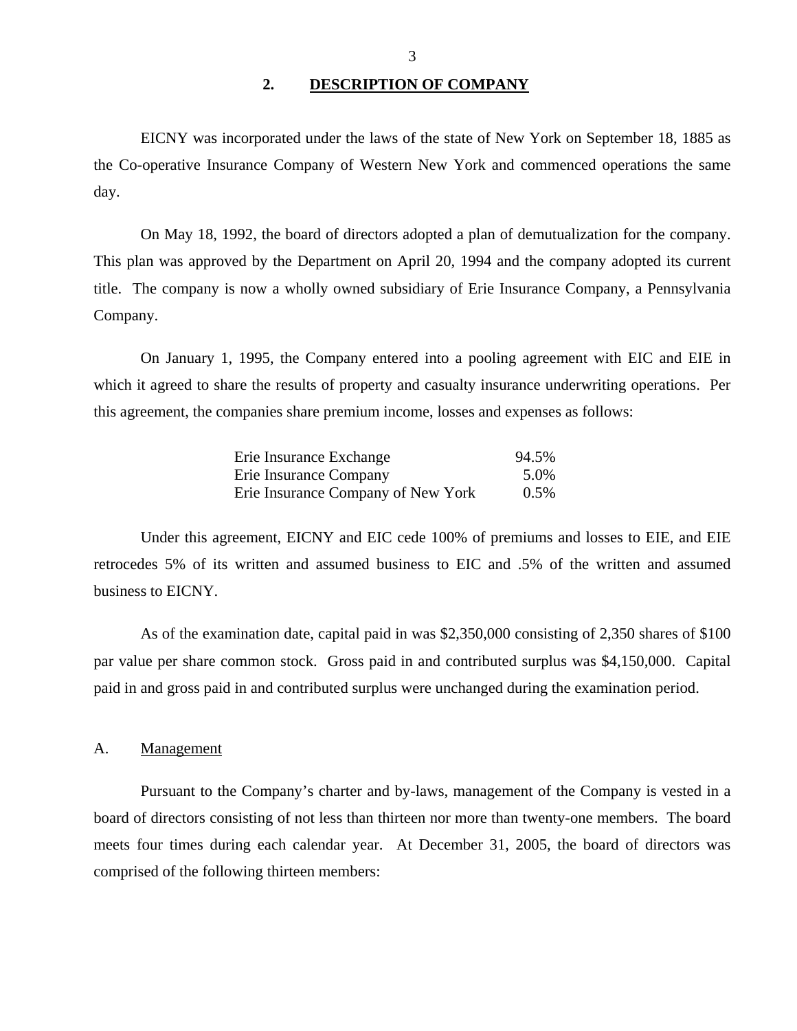## 2. DESCRIPTION OF COMPANY

EICNY was incorporated under the laws of the state of New York on September 18, 1885 as the Co-operative Insurance Company of Western New York and commenced operations the same day.

On May 18, 1992, the board of directors adopted a plan of demutualization for the company. This plan was approved by the Department on April 20, 1994 and the company adopted its current title. The company is now a wholly owned subsidiary of Erie Insurance Company, a Pennsylvania Company.

On January 1, 1995, the Company entered into a pooling agreement with EIC and EIE in which it agreed to share the results of property and casualty insurance underwriting operations. Per this agreement, the companies share premium income, losses and expenses as follows:

| | |
|---|---|
| Erie Insurance Exchange | 94.5% |
| Erie Insurance Company | 5.0% |
| Erie Insurance Company of New York | 0.5% |

Under this agreement, EICNY and EIC cede 100% of premiums and losses to EIE, and EIE retrocedes 5% of its written and assumed business to EIC and .5% of the written and assumed business to EICNY.

As of the examination date, capital paid in was $2,350,000 consisting of 2,350 shares of $100 par value per share common stock. Gross paid in and contributed surplus was $4,150,000. Capital paid in and gross paid in and contributed surplus were unchanged during the examination period.

### A. Management

Pursuant to the Company's charter and by-laws, management of the Company is vested in a board of directors consisting of not less than thirteen nor more than twenty-one members. The board meets four times during each calendar year. At December 31, 2005, the board of directors was comprised of the following thirteen members: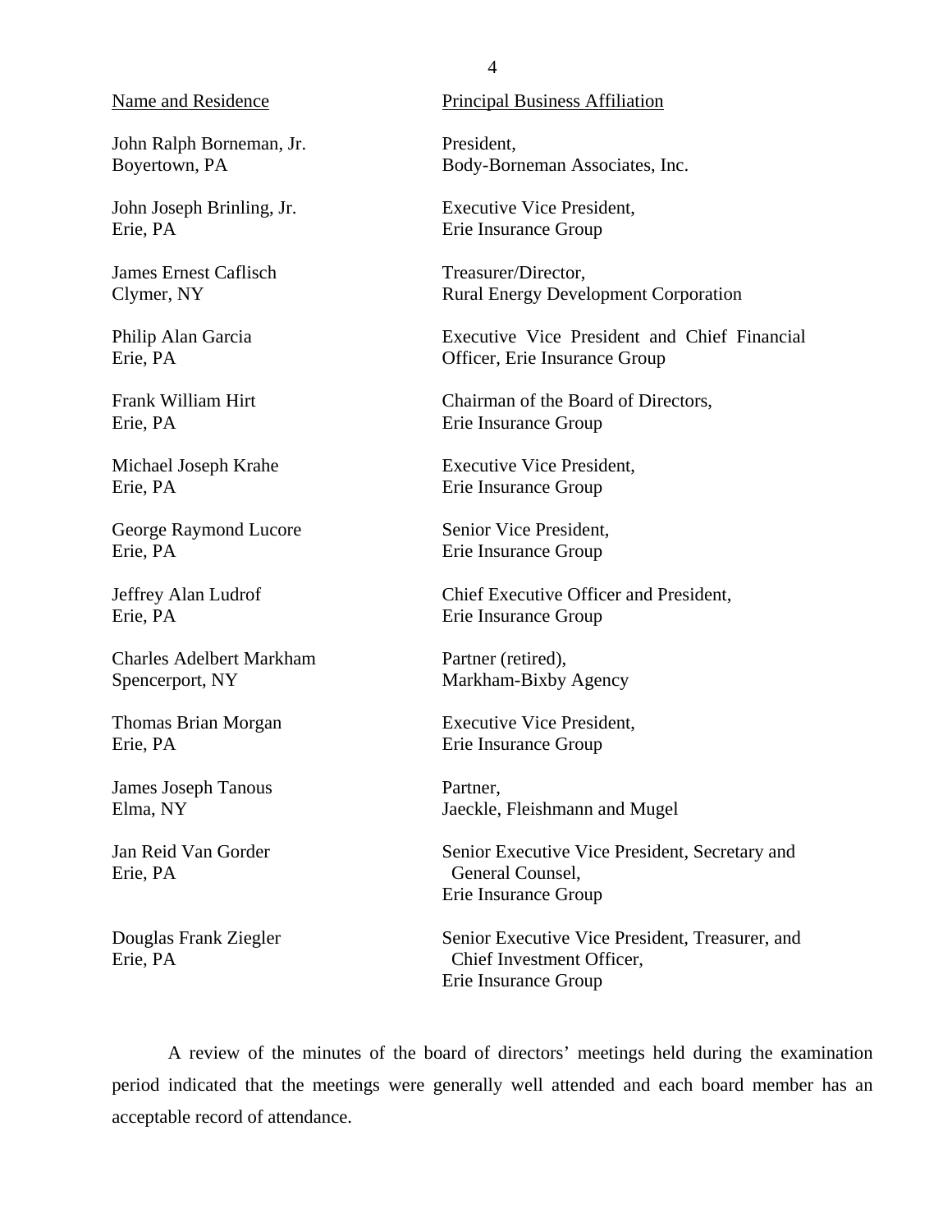| Name and Residence | Principal Business Affiliation |
|---|---|
| John Ralph Borneman, Jr.<br>Boyertown, PA | President,<br>Body-Borneman Associates, Inc. |
| John Joseph Brinling, Jr.<br>Erie, PA | Executive Vice President,<br>Erie Insurance Group |
| James Ernest Caflisch<br>Clymer, NY | Treasurer/Director,<br>Rural Energy Development Corporation |
| Philip Alan Garcia<br>Erie, PA | Executive Vice President and Chief Financial Officer, Erie Insurance Group |
| Frank William Hirt<br>Erie, PA | Chairman of the Board of Directors,<br>Erie Insurance Group |
| Michael Joseph Krahe<br>Erie, PA | Executive Vice President,<br>Erie Insurance Group |
| George Raymond Lucore<br>Erie, PA | Senior Vice President,<br>Erie Insurance Group |
| Jeffrey Alan Ludrof<br>Erie, PA | Chief Executive Officer and President,<br>Erie Insurance Group |
| Charles Adelbert Markham<br>Spencerport, NY | Partner (retired),<br>Markham-Bixby Agency |
| Thomas Brian Morgan<br>Erie, PA | Executive Vice President,<br>Erie Insurance Group |
| James Joseph Tanous<br>Elma, NY | Partner,<br>Jaeckle, Fleishmann and Mugel |
| Jan Reid Van Gorder<br>Erie, PA | Senior Executive Vice President, Secretary and General Counsel,<br>Erie Insurance Group |
| Douglas Frank Ziegler<br>Erie, PA | Senior Executive Vice President, Treasurer, and Chief Investment Officer,<br>Erie Insurance Group |

A review of the minutes of the board of directors' meetings held during the examination period indicated that the meetings were generally well attended and each board member has an acceptable record of attendance.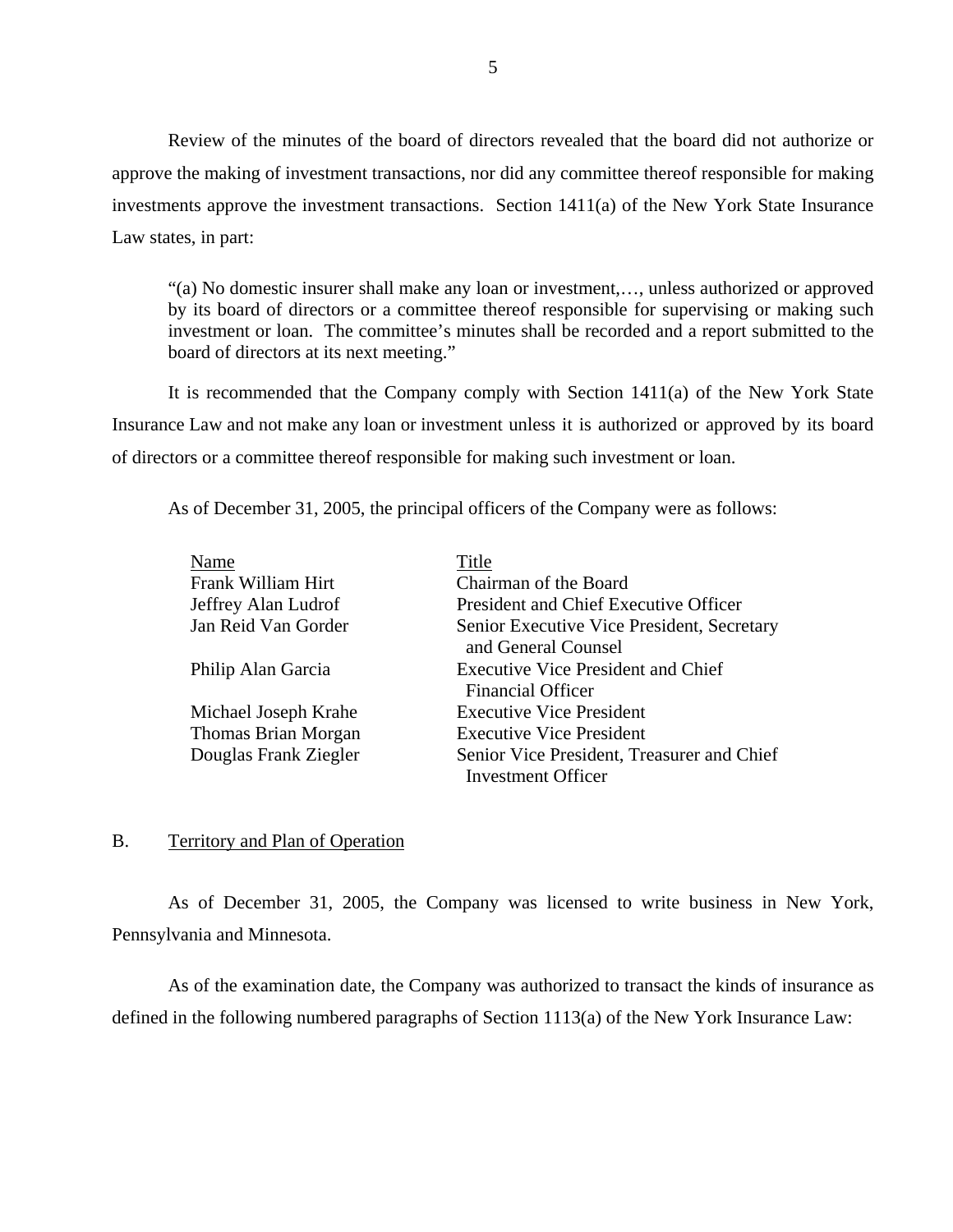Review of the minutes of the board of directors revealed that the board did not authorize or approve the making of investment transactions, nor did any committee thereof responsible for making investments approve the investment transactions. Section 1411(a) of the New York State Insurance Law states, in part:

> "(a) No domestic insurer shall make any loan or investment,…, unless authorized or approved by its board of directors or a committee thereof responsible for supervising or making such investment or loan. The committee's minutes shall be recorded and a report submitted to the board of directors at its next meeting."

It is recommended that the Company comply with Section 1411(a) of the New York State Insurance Law and not make any loan or investment unless it is authorized or approved by its board of directors or a committee thereof responsible for making such investment or loan.

As of December 31, 2005, the principal officers of the Company were as follows:

| Name | Title |
|---|---|
| Frank William Hirt | Chairman of the Board |
| Jeffrey Alan Ludrof | President and Chief Executive Officer |
| Jan Reid Van Gorder | Senior Executive Vice President, Secretary and General Counsel |
| Philip Alan Garcia | Executive Vice President and Chief Financial Officer |
| Michael Joseph Krahe | Executive Vice President |
| Thomas Brian Morgan | Executive Vice President |
| Douglas Frank Ziegler | Senior Vice President, Treasurer and Chief Investment Officer |

## B. Territory and Plan of Operation

As of December 31, 2005, the Company was licensed to write business in New York, Pennsylvania and Minnesota.

As of the examination date, the Company was authorized to transact the kinds of insurance as defined in the following numbered paragraphs of Section 1113(a) of the New York Insurance Law: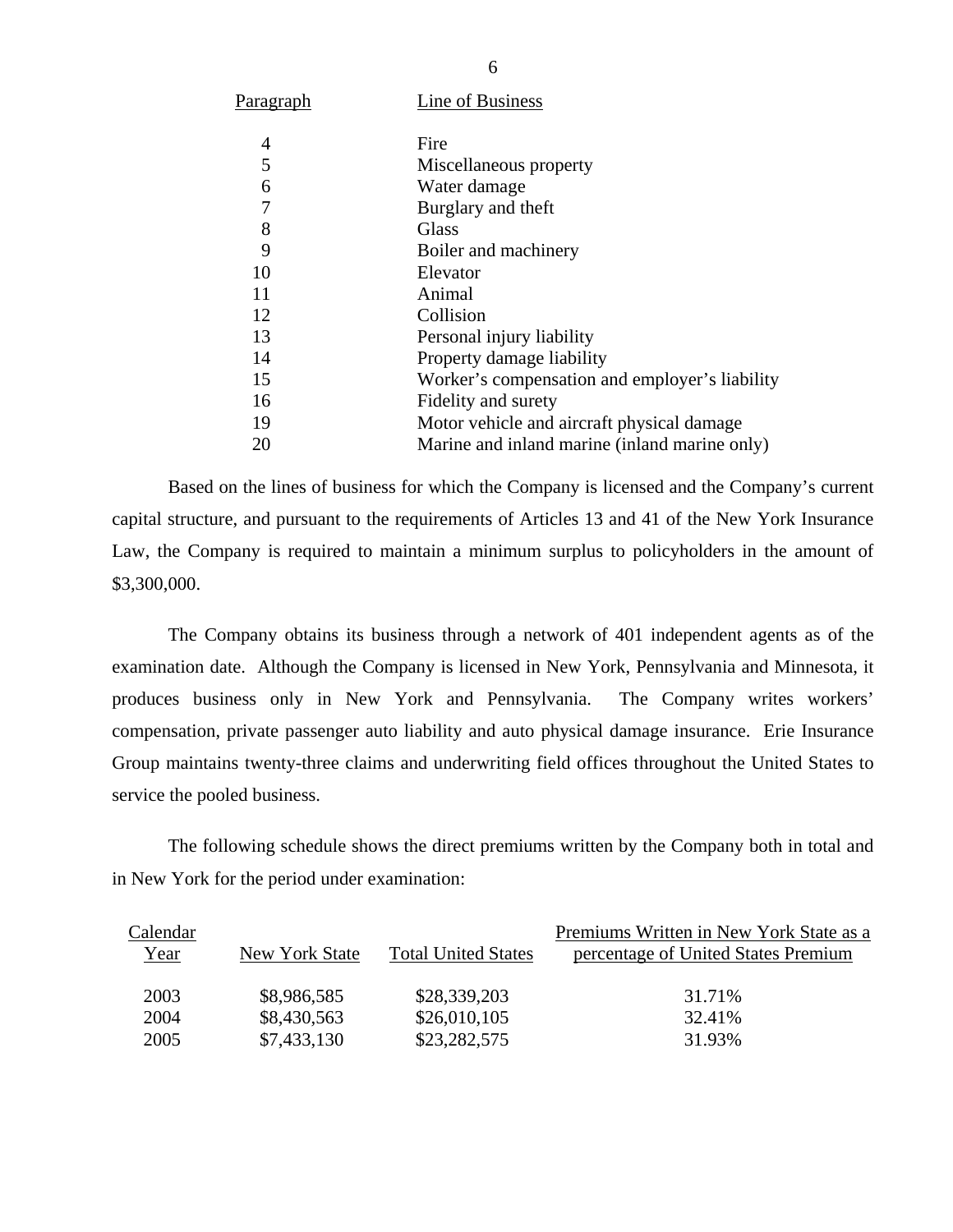| Paragraph | Line of Business |
|---|---|
| 4 | Fire |
| 5 | Miscellaneous property |
| 6 | Water damage |
| 7 | Burglary and theft |
| 8 | Glass |
| 9 | Boiler and machinery |
| 10 | Elevator |
| 11 | Animal |
| 12 | Collision |
| 13 | Personal injury liability |
| 14 | Property damage liability |
| 15 | Worker's compensation and employer's liability |
| 16 | Fidelity and surety |
| 19 | Motor vehicle and aircraft physical damage |
| 20 | Marine and inland marine (inland marine only) |

Based on the lines of business for which the Company is licensed and the Company's current capital structure, and pursuant to the requirements of Articles 13 and 41 of the New York Insurance Law, the Company is required to maintain a minimum surplus to policyholders in the amount of $3,300,000.

The Company obtains its business through a network of 401 independent agents as of the examination date. Although the Company is licensed in New York, Pennsylvania and Minnesota, it produces business only in New York and Pennsylvania. The Company writes workers' compensation, private passenger auto liability and auto physical damage insurance. Erie Insurance Group maintains twenty-three claims and underwriting field offices throughout the United States to service the pooled business.

The following schedule shows the direct premiums written by the Company both in total and in New York for the period under examination:

| Calendar Year | New York State | Total United States | Premiums Written in New York State as a percentage of United States Premium |
|---|---|---|---|
| 2003 | $8,986,585 | $28,339,203 | 31.71% |
| 2004 | $8,430,563 | $26,010,105 | 32.41% |
| 2005 | $7,433,130 | $23,282,575 | 31.93% |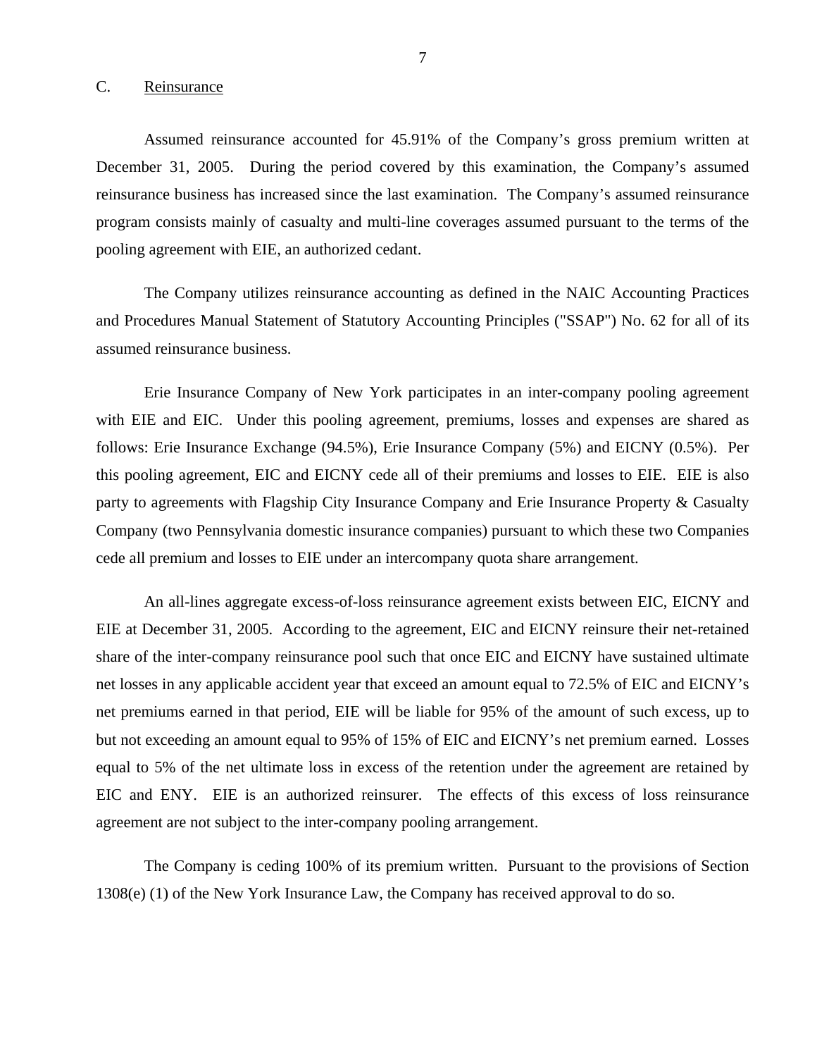## C. Reinsurance

Assumed reinsurance accounted for 45.91% of the Company's gross premium written at December 31, 2005. During the period covered by this examination, the Company's assumed reinsurance business has increased since the last examination. The Company's assumed reinsurance program consists mainly of casualty and multi-line coverages assumed pursuant to the terms of the pooling agreement with EIE, an authorized cedant.

The Company utilizes reinsurance accounting as defined in the NAIC Accounting Practices and Procedures Manual Statement of Statutory Accounting Principles ("SSAP") No. 62 for all of its assumed reinsurance business.

Erie Insurance Company of New York participates in an inter-company pooling agreement with EIE and EIC. Under this pooling agreement, premiums, losses and expenses are shared as follows: Erie Insurance Exchange (94.5%), Erie Insurance Company (5%) and EICNY (0.5%). Per this pooling agreement, EIC and EICNY cede all of their premiums and losses to EIE. EIE is also party to agreements with Flagship City Insurance Company and Erie Insurance Property & Casualty Company (two Pennsylvania domestic insurance companies) pursuant to which these two Companies cede all premium and losses to EIE under an intercompany quota share arrangement.

An all-lines aggregate excess-of-loss reinsurance agreement exists between EIC, EICNY and EIE at December 31, 2005. According to the agreement, EIC and EICNY reinsure their net-retained share of the inter-company reinsurance pool such that once EIC and EICNY have sustained ultimate net losses in any applicable accident year that exceed an amount equal to 72.5% of EIC and EICNY's net premiums earned in that period, EIE will be liable for 95% of the amount of such excess, up to but not exceeding an amount equal to 95% of 15% of EIC and EICNY's net premium earned. Losses equal to 5% of the net ultimate loss in excess of the retention under the agreement are retained by EIC and ENY. EIE is an authorized reinsurer. The effects of this excess of loss reinsurance agreement are not subject to the inter-company pooling arrangement.

The Company is ceding 100% of its premium written. Pursuant to the provisions of Section 1308(e) (1) of the New York Insurance Law, the Company has received approval to do so.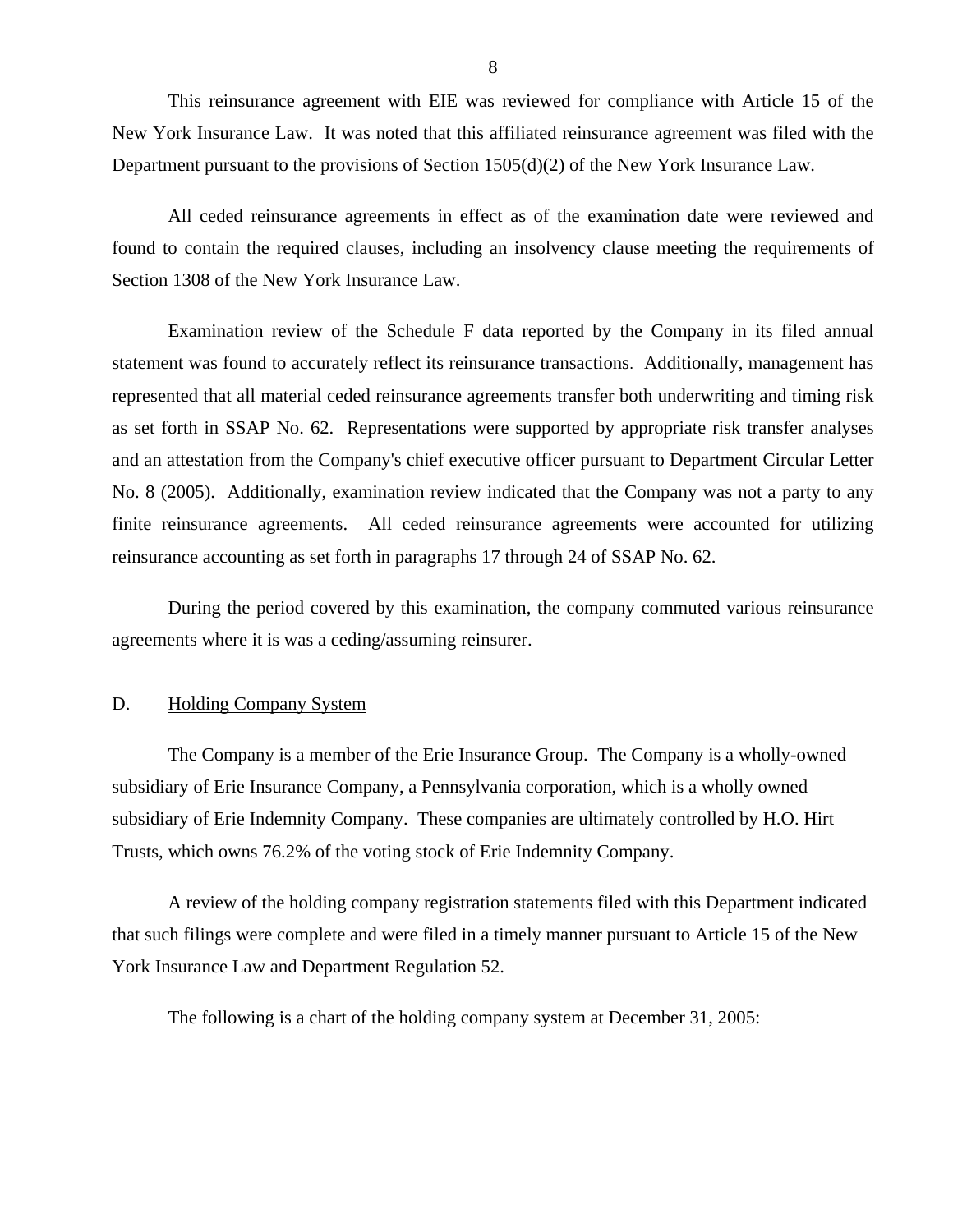This reinsurance agreement with EIE was reviewed for compliance with Article 15 of the New York Insurance Law. It was noted that this affiliated reinsurance agreement was filed with the Department pursuant to the provisions of Section 1505(d)(2) of the New York Insurance Law.

All ceded reinsurance agreements in effect as of the examination date were reviewed and found to contain the required clauses, including an insolvency clause meeting the requirements of Section 1308 of the New York Insurance Law.

Examination review of the Schedule F data reported by the Company in its filed annual statement was found to accurately reflect its reinsurance transactions. Additionally, management has represented that all material ceded reinsurance agreements transfer both underwriting and timing risk as set forth in SSAP No. 62. Representations were supported by appropriate risk transfer analyses and an attestation from the Company's chief executive officer pursuant to Department Circular Letter No. 8 (2005). Additionally, examination review indicated that the Company was not a party to any finite reinsurance agreements. All ceded reinsurance agreements were accounted for utilizing reinsurance accounting as set forth in paragraphs 17 through 24 of SSAP No. 62.

During the period covered by this examination, the company commuted various reinsurance agreements where it is was a ceding/assuming reinsurer.

## D. Holding Company System

The Company is a member of the Erie Insurance Group. The Company is a wholly-owned subsidiary of Erie Insurance Company, a Pennsylvania corporation, which is a wholly owned subsidiary of Erie Indemnity Company. These companies are ultimately controlled by H.O. Hirt Trusts, which owns 76.2% of the voting stock of Erie Indemnity Company.

A review of the holding company registration statements filed with this Department indicated that such filings were complete and were filed in a timely manner pursuant to Article 15 of the New York Insurance Law and Department Regulation 52.

The following is a chart of the holding company system at December 31, 2005: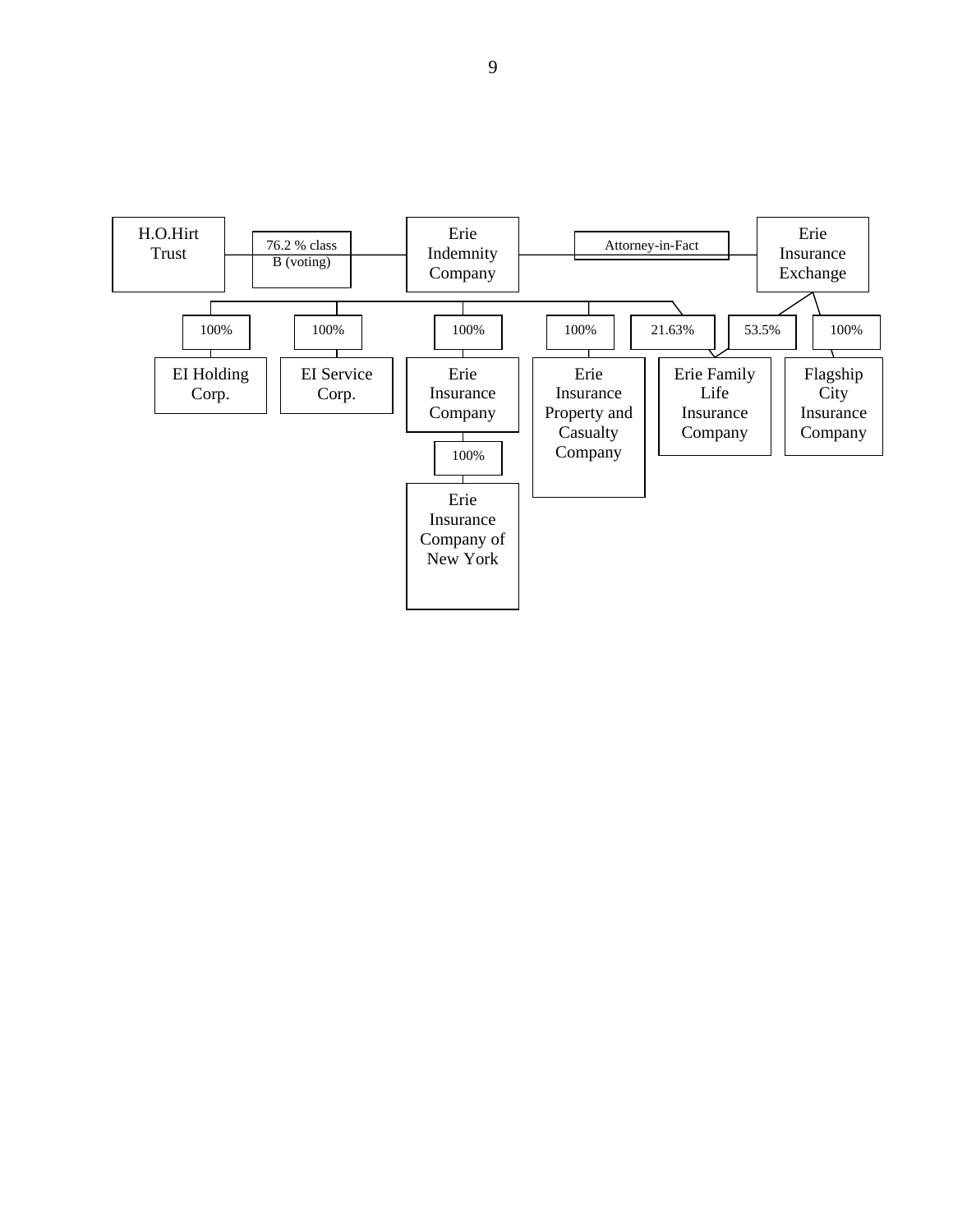H.O.Hirt Trust — 76.2 % class B (voting) — Erie Indemnity Company — Attorney-in-Fact — Erie Insurance Exchange

Erie Indemnity Company:
- 100% — EI Holding Corp.
- 100% — EI Service Corp.
- 100% — Erie Insurance Company
  - 100% — Erie Insurance Company of New York
- 100% — Erie Insurance Property and Casualty Company
- 21.63% — Erie Family Life Insurance Company

Erie Insurance Exchange:
- 53.5% — Erie Family Life Insurance Company
- 100% — Flagship City Insurance Company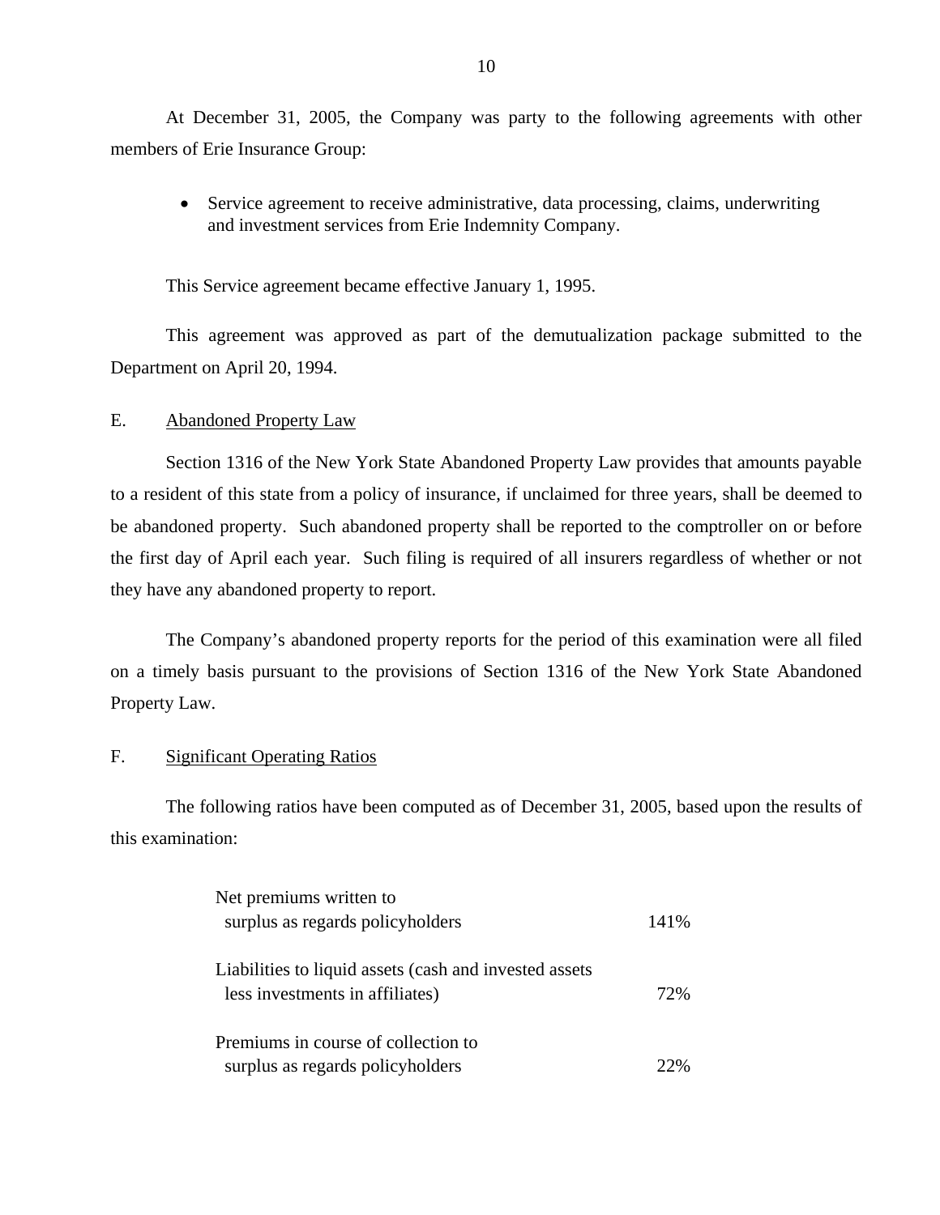At December 31, 2005, the Company was party to the following agreements with other members of Erie Insurance Group:

- Service agreement to receive administrative, data processing, claims, underwriting and investment services from Erie Indemnity Company.

This Service agreement became effective January 1, 1995.

This agreement was approved as part of the demutualization package submitted to the Department on April 20, 1994.

## E. Abandoned Property Law

Section 1316 of the New York State Abandoned Property Law provides that amounts payable to a resident of this state from a policy of insurance, if unclaimed for three years, shall be deemed to be abandoned property. Such abandoned property shall be reported to the comptroller on or before the first day of April each year. Such filing is required of all insurers regardless of whether or not they have any abandoned property to report.

The Company's abandoned property reports for the period of this examination were all filed on a timely basis pursuant to the provisions of Section 1316 of the New York State Abandoned Property Law.

## F. Significant Operating Ratios

The following ratios have been computed as of December 31, 2005, based upon the results of this examination:

| | |
|---|---|
| Net premiums written to surplus as regards policyholders | 141% |
| Liabilities to liquid assets (cash and invested assets less investments in affiliates) | 72% |
| Premiums in course of collection to surplus as regards policyholders | 22% |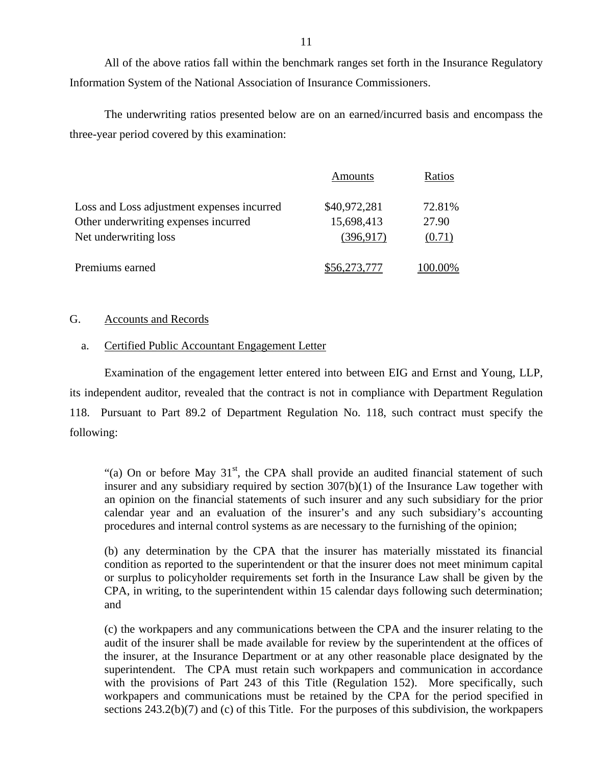All of the above ratios fall within the benchmark ranges set forth in the Insurance Regulatory Information System of the National Association of Insurance Commissioners.

The underwriting ratios presented below are on an earned/incurred basis and encompass the three-year period covered by this examination:

| | Amounts | Ratios |
|---|---|---|
| Loss and Loss adjustment expenses incurred | $40,972,281 | 72.81% |
| Other underwriting expenses incurred | 15,698,413 | 27.90 |
| Net underwriting loss | (396,917) | (0.71) |
| Premiums earned | $56,273,777 | 100.00% |

## G. Accounts and Records

### a. Certified Public Accountant Engagement Letter

Examination of the engagement letter entered into between EIG and Ernst and Young, LLP, its independent auditor, revealed that the contract is not in compliance with Department Regulation 118. Pursuant to Part 89.2 of Department Regulation No. 118, such contract must specify the following:

> "(a) On or before May 31st, the CPA shall provide an audited financial statement of such insurer and any subsidiary required by section 307(b)(1) of the Insurance Law together with an opinion on the financial statements of such insurer and any such subsidiary for the prior calendar year and an evaluation of the insurer's and any such subsidiary's accounting procedures and internal control systems as are necessary to the furnishing of the opinion;
>
> (b) any determination by the CPA that the insurer has materially misstated its financial condition as reported to the superintendent or that the insurer does not meet minimum capital or surplus to policyholder requirements set forth in the Insurance Law shall be given by the CPA, in writing, to the superintendent within 15 calendar days following such determination; and
>
> (c) the workpapers and any communications between the CPA and the insurer relating to the audit of the insurer shall be made available for review by the superintendent at the offices of the insurer, at the Insurance Department or at any other reasonable place designated by the superintendent. The CPA must retain such workpapers and communication in accordance with the provisions of Part 243 of this Title (Regulation 152). More specifically, such workpapers and communications must be retained by the CPA for the period specified in sections 243.2(b)(7) and (c) of this Title. For the purposes of this subdivision, the workpapers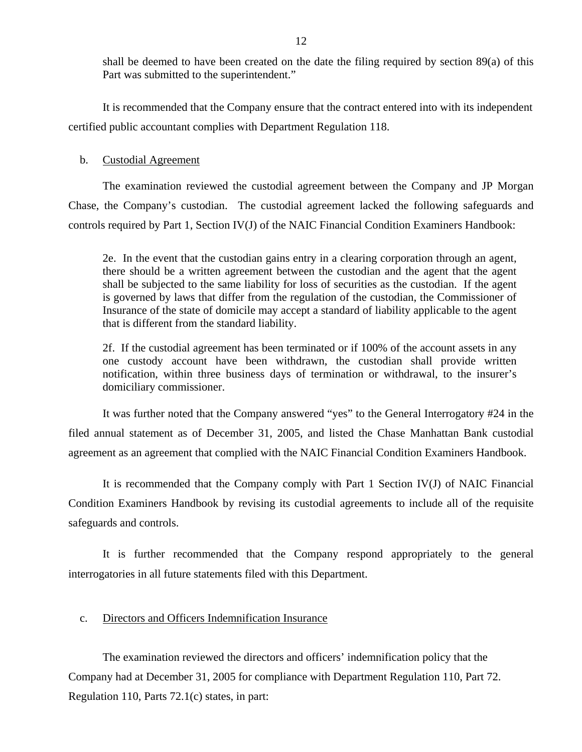shall be deemed to have been created on the date the filing required by section 89(a) of this Part was submitted to the superintendent."

It is recommended that the Company ensure that the contract entered into with its independent certified public accountant complies with Department Regulation 118.

b. Custodial Agreement

The examination reviewed the custodial agreement between the Company and JP Morgan Chase, the Company's custodian. The custodial agreement lacked the following safeguards and controls required by Part 1, Section IV(J) of the NAIC Financial Condition Examiners Handbook:

> 2e. In the event that the custodian gains entry in a clearing corporation through an agent, there should be a written agreement between the custodian and the agent that the agent shall be subjected to the same liability for loss of securities as the custodian. If the agent is governed by laws that differ from the regulation of the custodian, the Commissioner of Insurance of the state of domicile may accept a standard of liability applicable to the agent that is different from the standard liability.
>
> 2f. If the custodial agreement has been terminated or if 100% of the account assets in any one custody account have been withdrawn, the custodian shall provide written notification, within three business days of termination or withdrawal, to the insurer's domiciliary commissioner.

It was further noted that the Company answered "yes" to the General Interrogatory #24 in the filed annual statement as of December 31, 2005, and listed the Chase Manhattan Bank custodial agreement as an agreement that complied with the NAIC Financial Condition Examiners Handbook.

It is recommended that the Company comply with Part 1 Section IV(J) of NAIC Financial Condition Examiners Handbook by revising its custodial agreements to include all of the requisite safeguards and controls.

It is further recommended that the Company respond appropriately to the general interrogatories in all future statements filed with this Department.

c. Directors and Officers Indemnification Insurance

The examination reviewed the directors and officers' indemnification policy that the Company had at December 31, 2005 for compliance with Department Regulation 110, Part 72. Regulation 110, Parts 72.1(c) states, in part: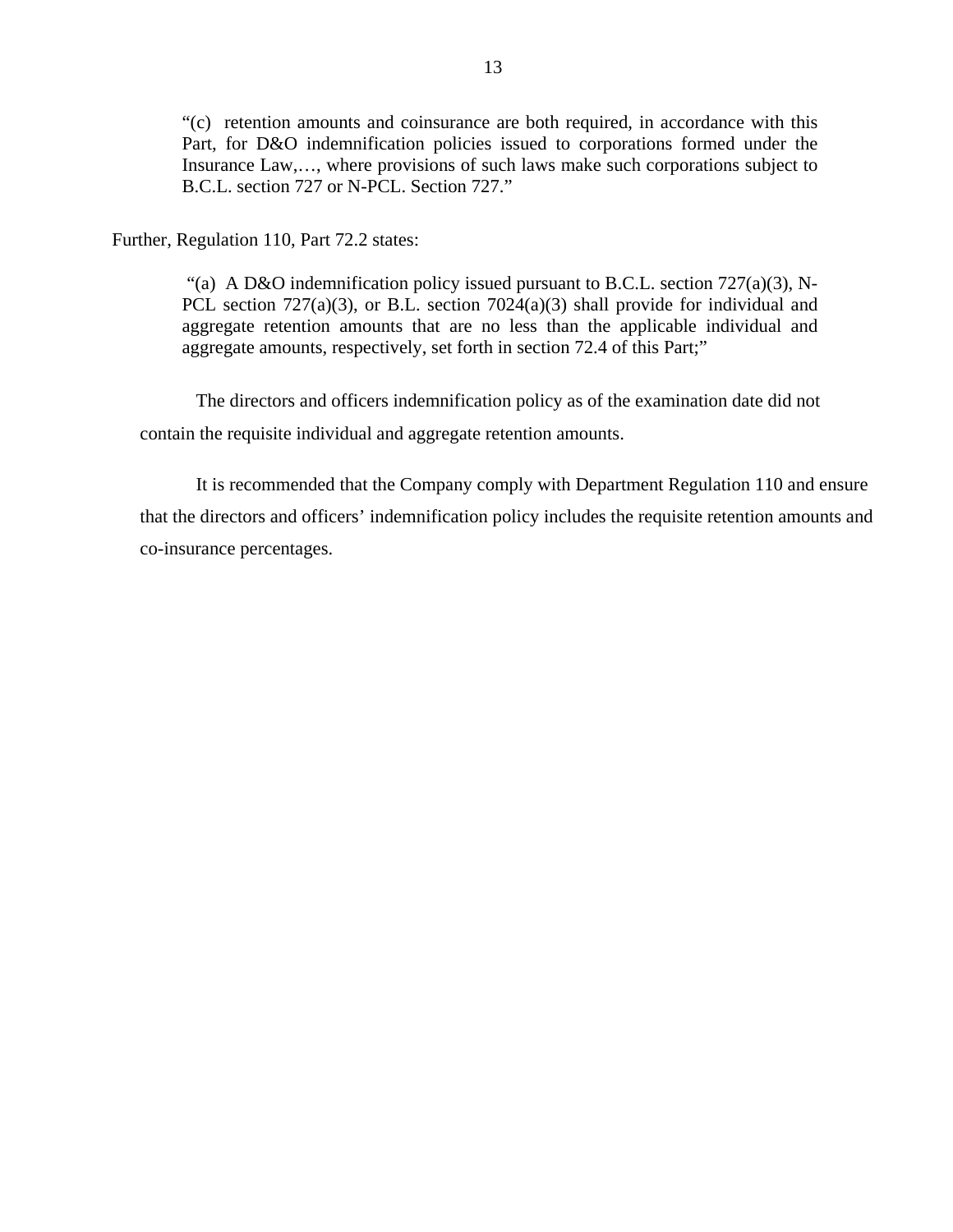> "(c) retention amounts and coinsurance are both required, in accordance with this Part, for D&O indemnification policies issued to corporations formed under the Insurance Law,…, where provisions of such laws make such corporations subject to B.C.L. section 727 or N-PCL. Section 727."

Further, Regulation 110, Part 72.2 states:

> "(a) A D&O indemnification policy issued pursuant to B.C.L. section 727(a)(3), N-PCL section 727(a)(3), or B.L. section 7024(a)(3) shall provide for individual and aggregate retention amounts that are no less than the applicable individual and aggregate amounts, respectively, set forth in section 72.4 of this Part;"

The directors and officers indemnification policy as of the examination date did not contain the requisite individual and aggregate retention amounts.

It is recommended that the Company comply with Department Regulation 110 and ensure that the directors and officers' indemnification policy includes the requisite retention amounts and co-insurance percentages.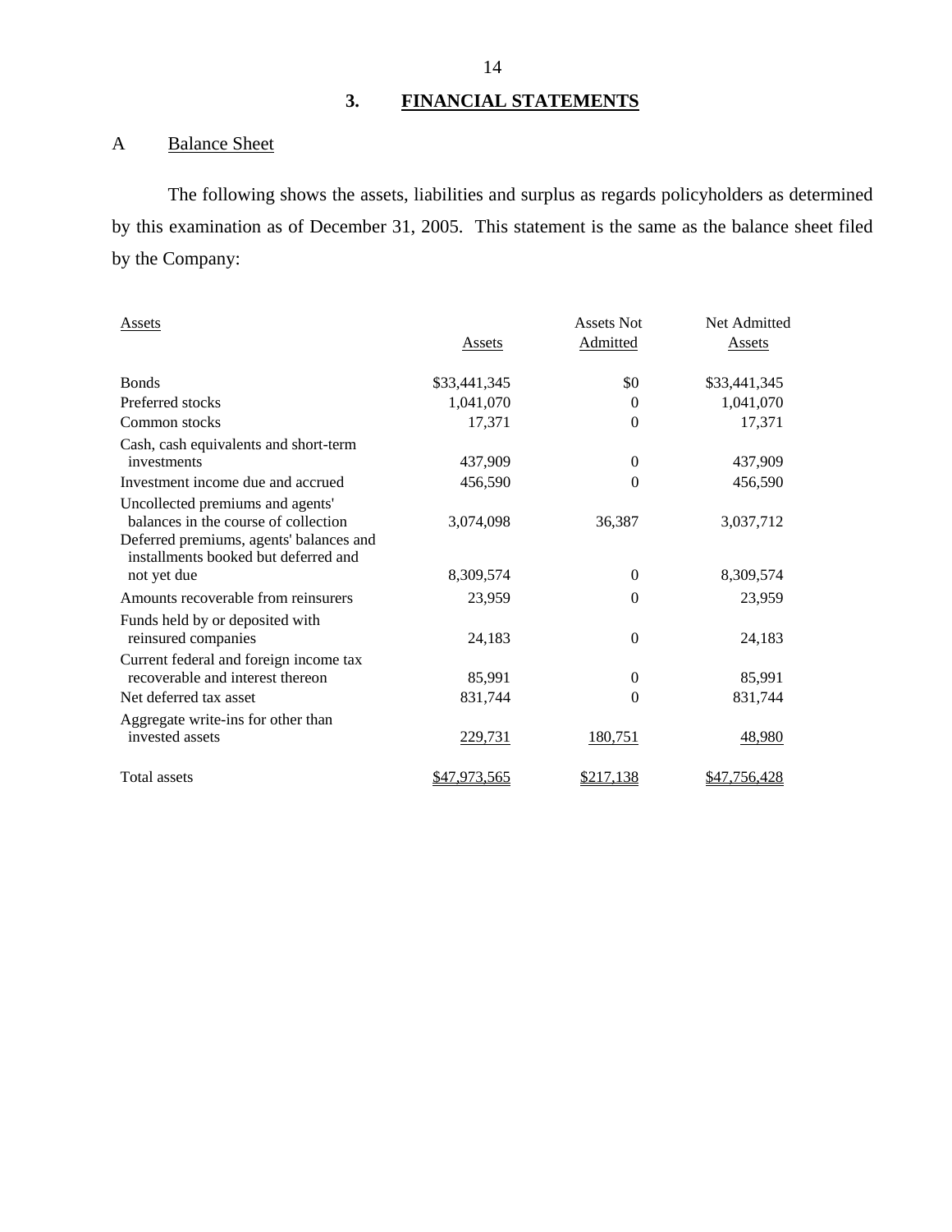## 3. FINANCIAL STATEMENTS

### A Balance Sheet

The following shows the assets, liabilities and surplus as regards policyholders as determined by this examination as of December 31, 2005. This statement is the same as the balance sheet filed by the Company:

| Assets | Assets | Assets Not Admitted | Net Admitted Assets |
|---|---|---|---|
| Bonds | $33,441,345 | $0 | $33,441,345 |
| Preferred stocks | 1,041,070 | 0 | 1,041,070 |
| Common stocks | 17,371 | 0 | 17,371 |
| Cash, cash equivalents and short-term investments | 437,909 | 0 | 437,909 |
| Investment income due and accrued | 456,590 | 0 | 456,590 |
| Uncollected premiums and agents' balances in the course of collection | 3,074,098 | 36,387 | 3,037,712 |
| Deferred premiums, agents' balances and installments booked but deferred and not yet due | 8,309,574 | 0 | 8,309,574 |
| Amounts recoverable from reinsurers | 23,959 | 0 | 23,959 |
| Funds held by or deposited with reinsured companies | 24,183 | 0 | 24,183 |
| Current federal and foreign income tax recoverable and interest thereon | 85,991 | 0 | 85,991 |
| Net deferred tax asset | 831,744 | 0 | 831,744 |
| Aggregate write-ins for other than invested assets | 229,731 | 180,751 | 48,980 |
| Total assets | $47,973,565 | $217,138 | $47,756,428 |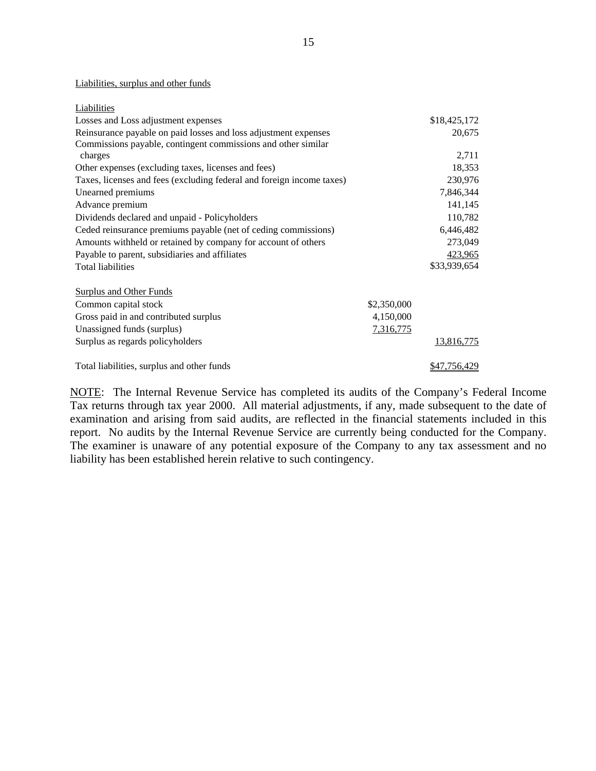Liabilities, surplus and other funds

| | | |
|---|---|---|
| Liabilities | | |
| Losses and Loss adjustment expenses | | $18,425,172 |
| Reinsurance payable on paid losses and loss adjustment expenses | | 20,675 |
| Commissions payable, contingent commissions and other similar charges | | 2,711 |
| Other expenses (excluding taxes, licenses and fees) | | 18,353 |
| Taxes, licenses and fees (excluding federal and foreign income taxes) | | 230,976 |
| Unearned premiums | | 7,846,344 |
| Advance premium | | 141,145 |
| Dividends declared and unpaid - Policyholders | | 110,782 |
| Ceded reinsurance premiums payable (net of ceding commissions) | | 6,446,482 |
| Amounts withheld or retained by company for account of others | | 273,049 |
| Payable to parent, subsidiaries and affiliates | | 423,965 |
| Total liabilities | | $33,939,654 |
| | | |
| Surplus and Other Funds | | |
| Common capital stock | $2,350,000 | |
| Gross paid in and contributed surplus | 4,150,000 | |
| Unassigned funds (surplus) | 7,316,775 | |
| Surplus as regards policyholders | | 13,816,775 |
| | | |
| Total liabilities, surplus and other funds | | $47,756,429 |

NOTE: The Internal Revenue Service has completed its audits of the Company's Federal Income Tax returns through tax year 2000. All material adjustments, if any, made subsequent to the date of examination and arising from said audits, are reflected in the financial statements included in this report. No audits by the Internal Revenue Service are currently being conducted for the Company. The examiner is unaware of any potential exposure of the Company to any tax assessment and no liability has been established herein relative to such contingency.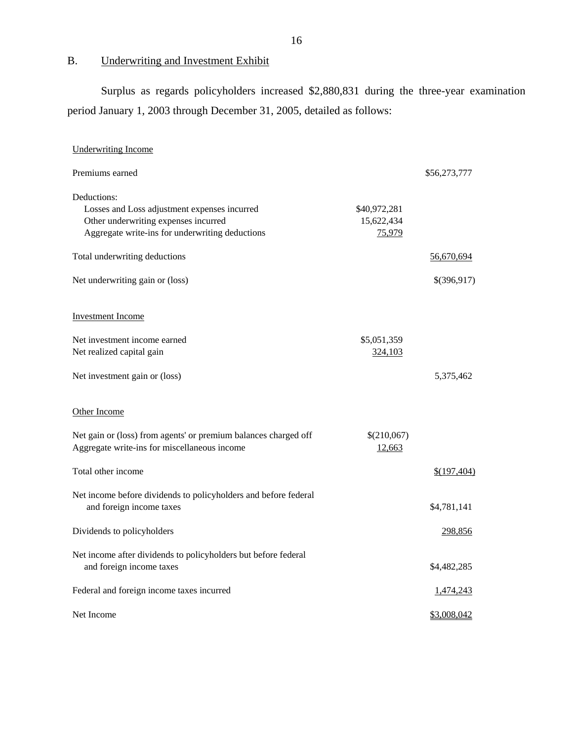## B. Underwriting and Investment Exhibit

Surplus as regards policyholders increased $2,880,831 during the three-year examination period January 1, 2003 through December 31, 2005, detailed as follows:

| | | |
|---|---|---|
| Underwriting Income | | |
| Premiums earned | | $56,273,777 |
| Deductions: | | |
| Losses and Loss adjustment expenses incurred | $40,972,281 | |
| Other underwriting expenses incurred | 15,622,434 | |
| Aggregate write-ins for underwriting deductions | 75,979 | |
| Total underwriting deductions | | 56,670,694 |
| Net underwriting gain or (loss) | | $(396,917) |
| Investment Income | | |
| Net investment income earned | $5,051,359 | |
| Net realized capital gain | 324,103 | |
| Net investment gain or (loss) | | 5,375,462 |
| Other Income | | |
| Net gain or (loss) from agents' or premium balances charged off | $(210,067) | |
| Aggregate write-ins for miscellaneous income | 12,663 | |
| Total other income | | $(197,404) |
| Net income before dividends to policyholders and before federal and foreign income taxes | | $4,781,141 |
| Dividends to policyholders | | 298,856 |
| Net income after dividends to policyholders but before federal and foreign income taxes | | $4,482,285 |
| Federal and foreign income taxes incurred | | 1,474,243 |
| Net Income | | $3,008,042 |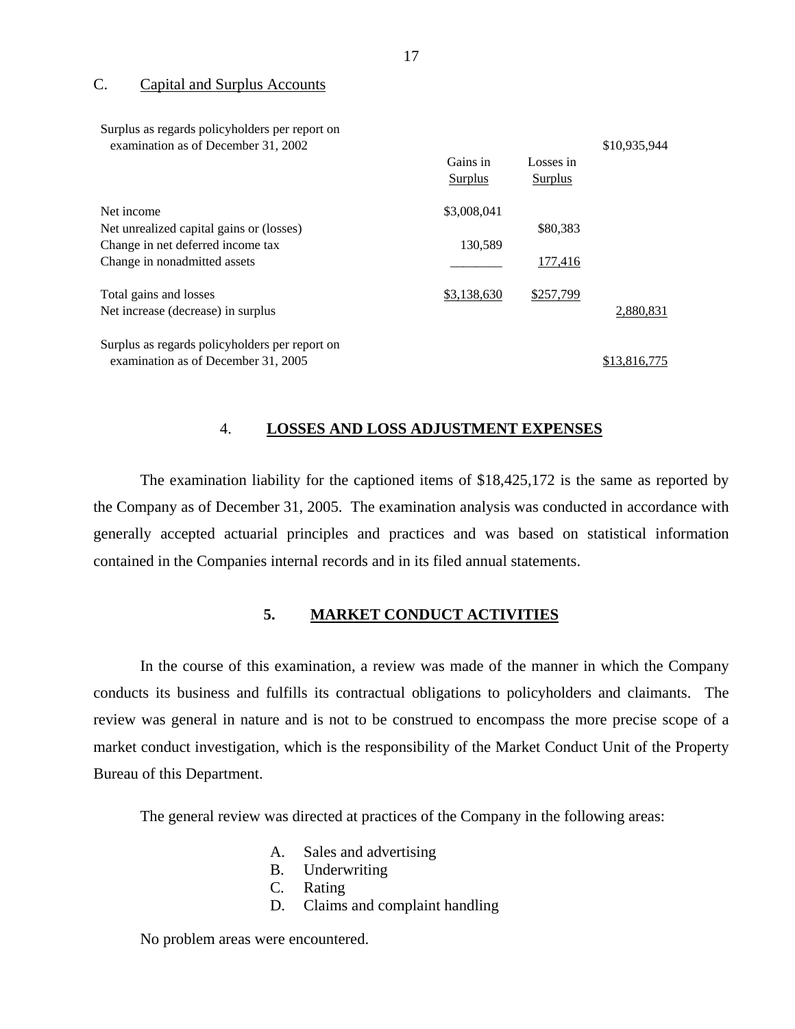C. Capital and Surplus Accounts

| | Gains in Surplus | Losses in Surplus | |
|---|---|---|---|
| Surplus as regards policyholders per report on examination as of December 31, 2002 | | | $10,935,944 |
| Net income | $3,008,041 | | |
| Net unrealized capital gains or (losses) | | $80,383 | |
| Change in net deferred income tax | 130,589 | | |
| Change in nonadmitted assets | ________ | 177,416 | |
| Total gains and losses | $3,138,630 | $257,799 | |
| Net increase (decrease) in surplus | | | 2,880,831 |
| Surplus as regards policyholders per report on examination as of December 31, 2005 | | | $13,816,775 |

## 4. LOSSES AND LOSS ADJUSTMENT EXPENSES

The examination liability for the captioned items of $18,425,172 is the same as reported by the Company as of December 31, 2005. The examination analysis was conducted in accordance with generally accepted actuarial principles and practices and was based on statistical information contained in the Companies internal records and in its filed annual statements.

## 5. MARKET CONDUCT ACTIVITIES

In the course of this examination, a review was made of the manner in which the Company conducts its business and fulfills its contractual obligations to policyholders and claimants. The review was general in nature and is not to be construed to encompass the more precise scope of a market conduct investigation, which is the responsibility of the Market Conduct Unit of the Property Bureau of this Department.

The general review was directed at practices of the Company in the following areas:

A. Sales and advertising
B. Underwriting
C. Rating
D. Claims and complaint handling

No problem areas were encountered.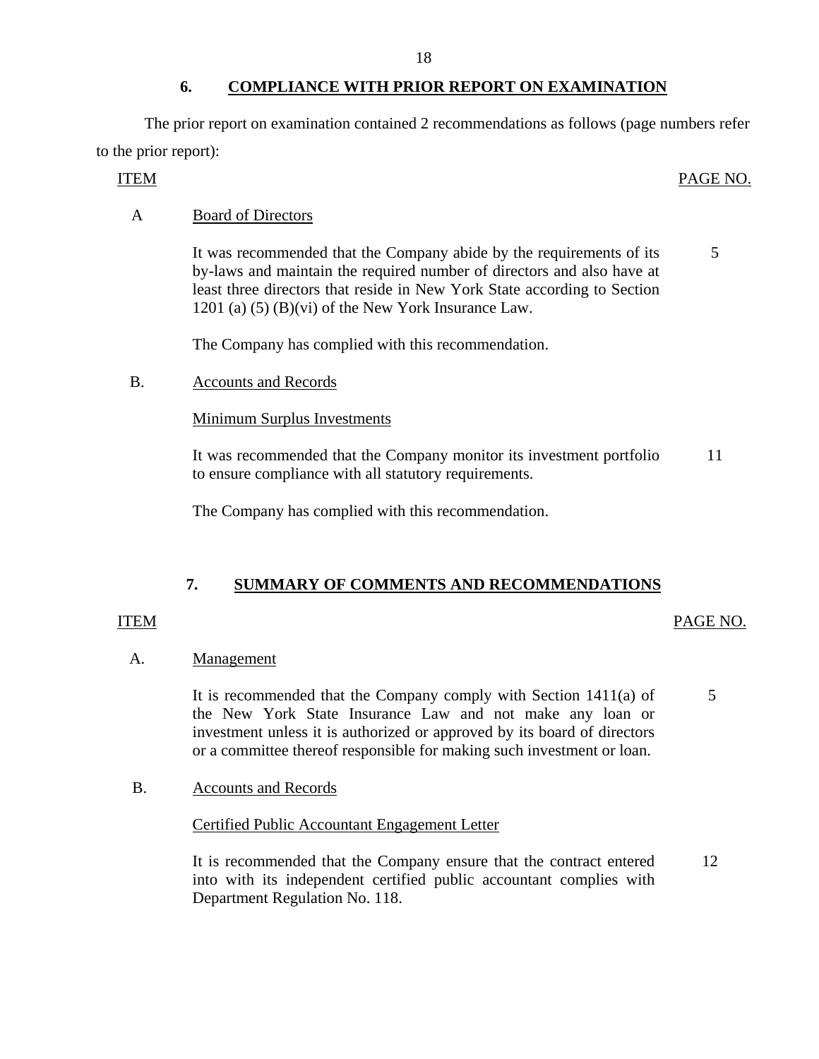## 6. COMPLIANCE WITH PRIOR REPORT ON EXAMINATION

The prior report on examination contained 2 recommendations as follows (page numbers refer to the prior report):

| ITEM | | PAGE NO. |
|---|---|---|
| A | Board of Directors | |
| | It was recommended that the Company abide by the requirements of its by-laws and maintain the required number of directors and also have at least three directors that reside in New York State according to Section 1201 (a) (5) (B)(vi) of the New York Insurance Law. | 5 |
| | The Company has complied with this recommendation. | |
| B. | Accounts and Records | |
| | Minimum Surplus Investments | |
| | It was recommended that the Company monitor its investment portfolio to ensure compliance with all statutory requirements. | 11 |
| | The Company has complied with this recommendation. | |

## 7. SUMMARY OF COMMENTS AND RECOMMENDATIONS

| ITEM | | PAGE NO. |
|---|---|---|
| A. | Management | |
| | It is recommended that the Company comply with Section 1411(a) of the New York State Insurance Law and not make any loan or investment unless it is authorized or approved by its board of directors or a committee thereof responsible for making such investment or loan. | 5 |
| B. | Accounts and Records | |
| | Certified Public Accountant Engagement Letter | |
| | It is recommended that the Company ensure that the contract entered into with its independent certified public accountant complies with Department Regulation No. 118. | 12 |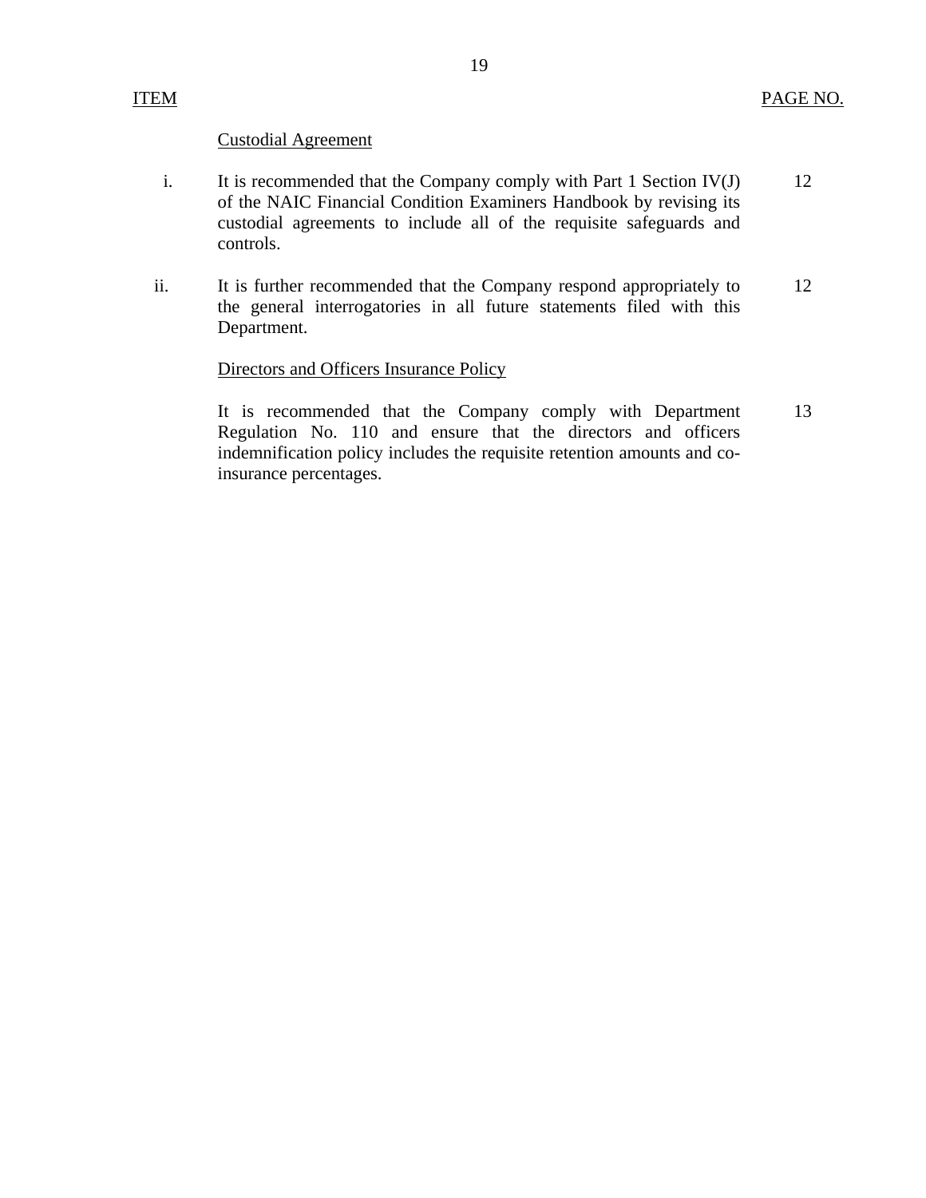| ITEM | | PAGE NO. |
|---|---|---|
| | Custodial Agreement | |
| i. | It is recommended that the Company comply with Part 1 Section IV(J) of the NAIC Financial Condition Examiners Handbook by revising its custodial agreements to include all of the requisite safeguards and controls. | 12 |
| ii. | It is further recommended that the Company respond appropriately to the general interrogatories in all future statements filed with this Department. | 12 |
| | Directors and Officers Insurance Policy | |
| | It is recommended that the Company comply with Department Regulation No. 110 and ensure that the directors and officers indemnification policy includes the requisite retention amounts and co-insurance percentages. | 13 |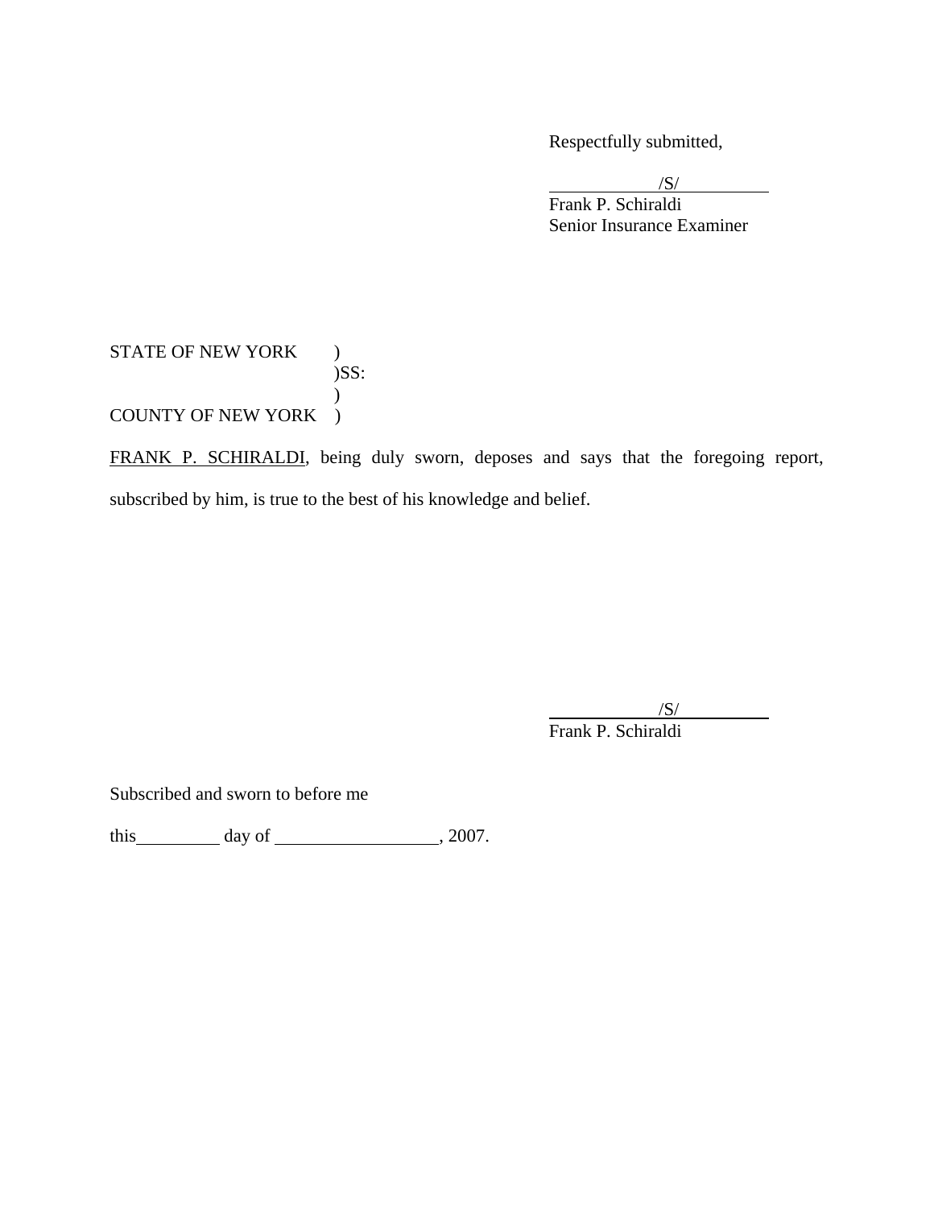Respectfully submitted,

/S/
Frank P. Schiraldi
Senior Insurance Examiner

STATE OF NEW YORK )
)SS:
)
COUNTY OF NEW YORK )

FRANK P. SCHIRALDI, being duly sworn, deposes and says that the foregoing report, subscribed by him, is true to the best of his knowledge and belief.

/S/
Frank P. Schiraldi

Subscribed and sworn to before me

this__________ day of __________________, 2007.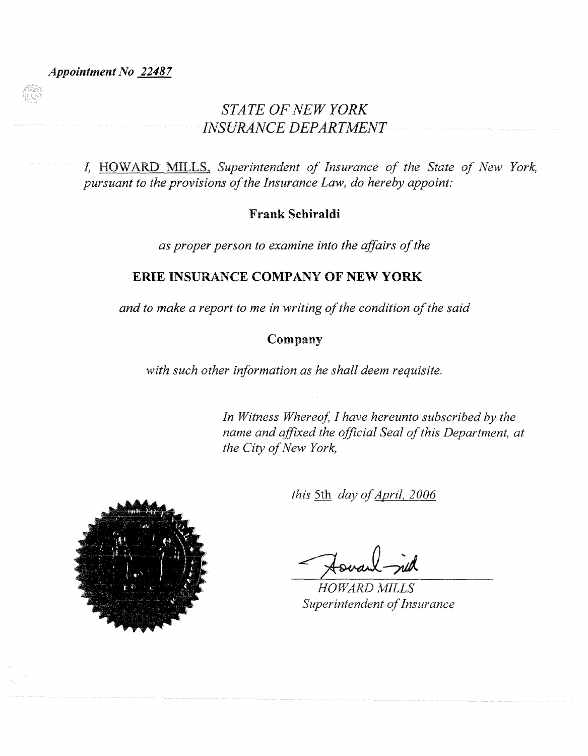*Appointment No 22487*

# *STATE OF NEW YORK*
# *INSURANCE DEPARTMENT*

*I,* HOWARD MILLS, *Superintendent of Insurance of the State of New York, pursuant to the provisions of the Insurance Law, do hereby appoint:*

**Frank Schiraldi**

*as proper person to examine into the affairs of the*

**ERIE INSURANCE COMPANY OF NEW YORK**

*and to make a report to me in writing of the condition of the said*

**Company**

*with such other information as he shall deem requisite.*

*In Witness Whereof, I have hereunto subscribed by the name and affixed the official Seal of this Department, at the City of New York,*

*this* 5th *day of April, 2006*

*HOWARD MILLS*
*Superintendent of Insurance*